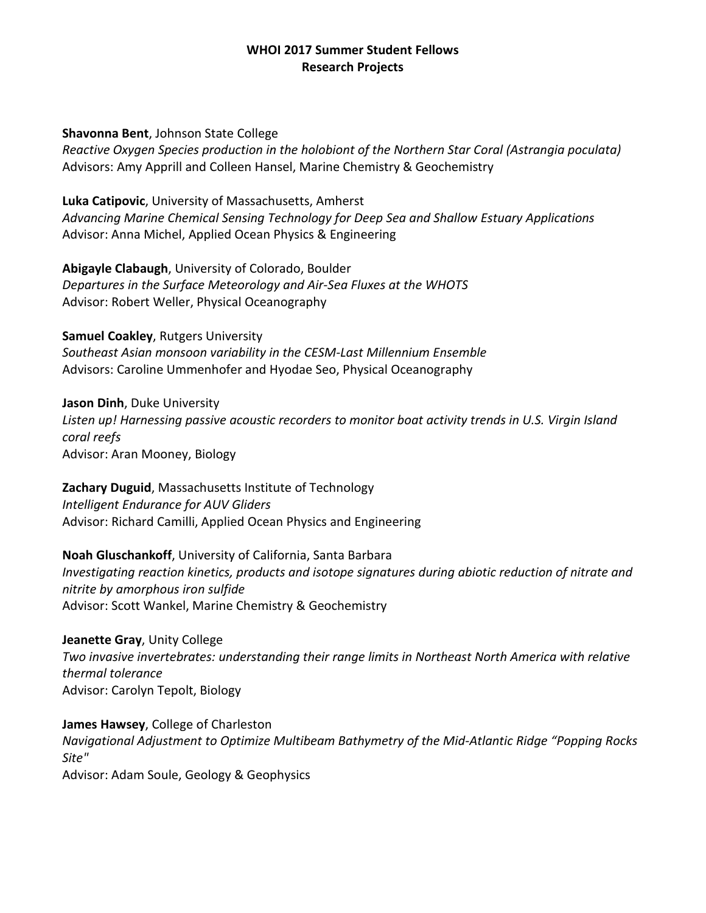# WHOI 2017 Summer Student Fellows
## Research Projects

**Shavonna Bent**, Johnson State College
*Reactive Oxygen Species production in the holobiont of the Northern Star Coral (Astrangia poculata)*
Advisors: Amy Apprill and Colleen Hansel, Marine Chemistry & Geochemistry

**Luka Catipovic**, University of Massachusetts, Amherst
*Advancing Marine Chemical Sensing Technology for Deep Sea and Shallow Estuary Applications*
Advisor: Anna Michel, Applied Ocean Physics & Engineering

**Abigayle Clabaugh**, University of Colorado, Boulder
*Departures in the Surface Meteorology and Air-Sea Fluxes at the WHOTS*
Advisor: Robert Weller, Physical Oceanography

**Samuel Coakley**, Rutgers University
*Southeast Asian monsoon variability in the CESM-Last Millennium Ensemble*
Advisors: Caroline Ummenhofer and Hyodae Seo, Physical Oceanography

**Jason Dinh**, Duke University
*Listen up! Harnessing passive acoustic recorders to monitor boat activity trends in U.S. Virgin Island coral reefs*
Advisor: Aran Mooney, Biology

**Zachary Duguid**, Massachusetts Institute of Technology
*Intelligent Endurance for AUV Gliders*
Advisor: Richard Camilli, Applied Ocean Physics and Engineering

**Noah Gluschankoff**, University of California, Santa Barbara
*Investigating reaction kinetics, products and isotope signatures during abiotic reduction of nitrate and nitrite by amorphous iron sulfide*
Advisor: Scott Wankel, Marine Chemistry & Geochemistry

**Jeanette Gray**, Unity College
*Two invasive invertebrates: understanding their range limits in Northeast North America with relative thermal tolerance*
Advisor: Carolyn Tepolt, Biology

**James Hawsey**, College of Charleston
*Navigational Adjustment to Optimize Multibeam Bathymetry of the Mid-Atlantic Ridge "Popping Rocks Site"*
Advisor: Adam Soule, Geology & Geophysics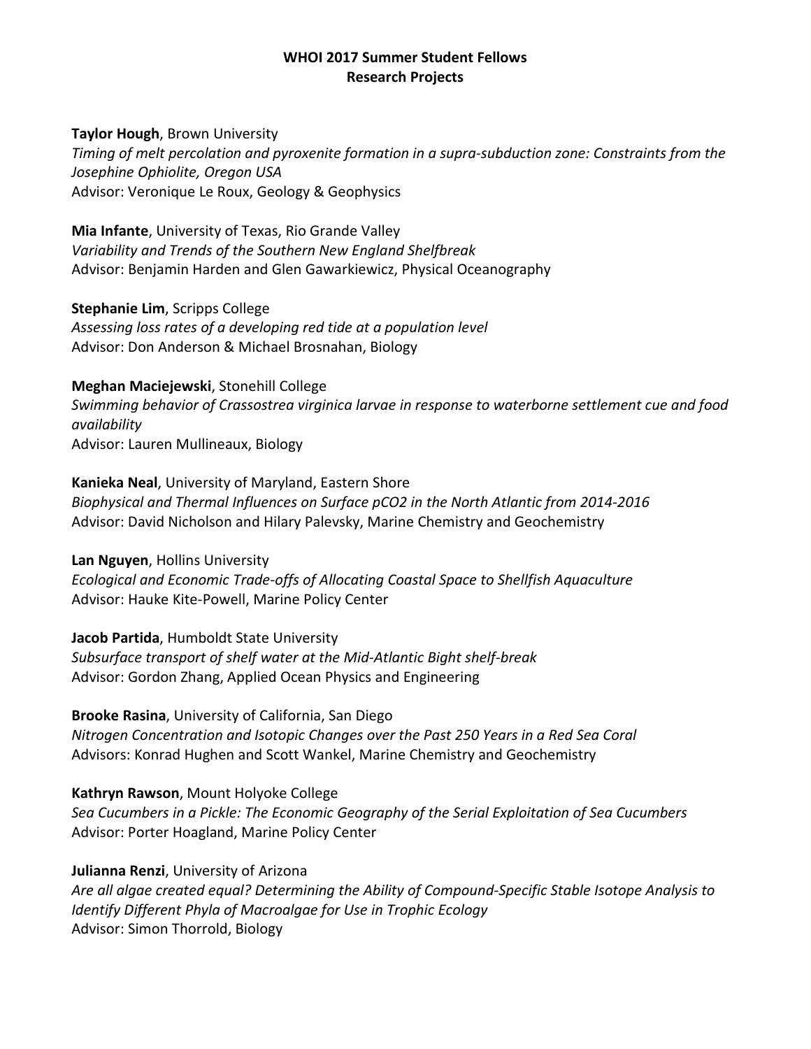**WHOI 2017 Summer Student Fellows**
**Research Projects**

**Taylor Hough**, Brown University
*Timing of melt percolation and pyroxenite formation in a supra-subduction zone: Constraints from the Josephine Ophiolite, Oregon USA*
Advisor: Veronique Le Roux, Geology & Geophysics

**Mia Infante**, University of Texas, Rio Grande Valley
*Variability and Trends of the Southern New England Shelfbreak*
Advisor: Benjamin Harden and Glen Gawarkiewicz, Physical Oceanography

**Stephanie Lim**, Scripps College
*Assessing loss rates of a developing red tide at a population level*
Advisor: Don Anderson & Michael Brosnahan, Biology

**Meghan Maciejewski**, Stonehill College
*Swimming behavior of Crassostrea virginica larvae in response to waterborne settlement cue and food availability*
Advisor: Lauren Mullineaux, Biology

**Kanieka Neal**, University of Maryland, Eastern Shore
*Biophysical and Thermal Influences on Surface pCO2 in the North Atlantic from 2014-2016*
Advisor: David Nicholson and Hilary Palevsky, Marine Chemistry and Geochemistry

**Lan Nguyen**, Hollins University
*Ecological and Economic Trade-offs of Allocating Coastal Space to Shellfish Aquaculture*
Advisor: Hauke Kite-Powell, Marine Policy Center

**Jacob Partida**, Humboldt State University
*Subsurface transport of shelf water at the Mid-Atlantic Bight shelf-break*
Advisor: Gordon Zhang, Applied Ocean Physics and Engineering

**Brooke Rasina**, University of California, San Diego
*Nitrogen Concentration and Isotopic Changes over the Past 250 Years in a Red Sea Coral*
Advisors: Konrad Hughen and Scott Wankel, Marine Chemistry and Geochemistry

**Kathryn Rawson**, Mount Holyoke College
*Sea Cucumbers in a Pickle: The Economic Geography of the Serial Exploitation of Sea Cucumbers*
Advisor: Porter Hoagland, Marine Policy Center

**Julianna Renzi**, University of Arizona
*Are all algae created equal? Determining the Ability of Compound-Specific Stable Isotope Analysis to Identify Different Phyla of Macroalgae for Use in Trophic Ecology*
Advisor: Simon Thorrold, Biology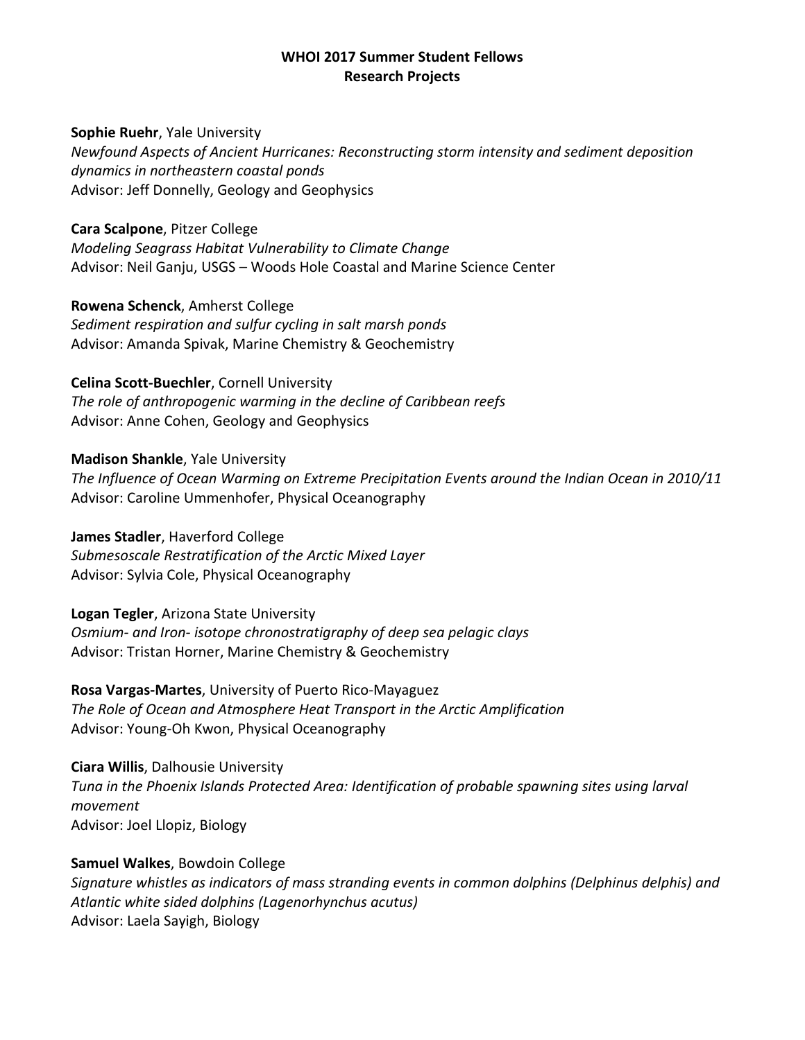**WHOI 2017 Summer Student Fellows**
**Research Projects**

**Sophie Ruehr**, Yale University
*Newfound Aspects of Ancient Hurricanes: Reconstructing storm intensity and sediment deposition dynamics in northeastern coastal ponds*
Advisor: Jeff Donnelly, Geology and Geophysics

**Cara Scalpone**, Pitzer College
*Modeling Seagrass Habitat Vulnerability to Climate Change*
Advisor: Neil Ganju, USGS – Woods Hole Coastal and Marine Science Center

**Rowena Schenck**, Amherst College
*Sediment respiration and sulfur cycling in salt marsh ponds*
Advisor: Amanda Spivak, Marine Chemistry & Geochemistry

**Celina Scott-Buechler**, Cornell University
*The role of anthropogenic warming in the decline of Caribbean reefs*
Advisor: Anne Cohen, Geology and Geophysics

**Madison Shankle**, Yale University
*The Influence of Ocean Warming on Extreme Precipitation Events around the Indian Ocean in 2010/11*
Advisor: Caroline Ummenhofer, Physical Oceanography

**James Stadler**, Haverford College
*Submesoscale Restratification of the Arctic Mixed Layer*
Advisor: Sylvia Cole, Physical Oceanography

**Logan Tegler**, Arizona State University
*Osmium- and Iron- isotope chronostratigraphy of deep sea pelagic clays*
Advisor: Tristan Horner, Marine Chemistry & Geochemistry

**Rosa Vargas-Martes**, University of Puerto Rico-Mayaguez
*The Role of Ocean and Atmosphere Heat Transport in the Arctic Amplification*
Advisor: Young-Oh Kwon, Physical Oceanography

**Ciara Willis**, Dalhousie University
*Tuna in the Phoenix Islands Protected Area: Identification of probable spawning sites using larval movement*
Advisor: Joel Llopiz, Biology

**Samuel Walkes**, Bowdoin College
*Signature whistles as indicators of mass stranding events in common dolphins (Delphinus delphis) and Atlantic white sided dolphins (Lagenorhynchus acutus)*
Advisor: Laela Sayigh, Biology